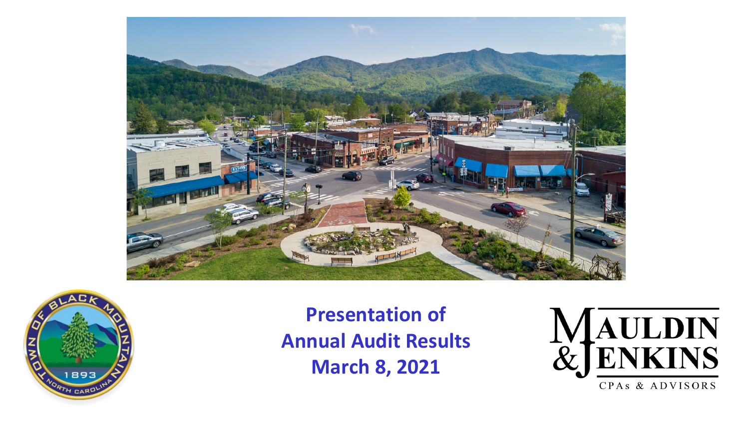# Presentation of Annual Audit Results

**March 8, 2021**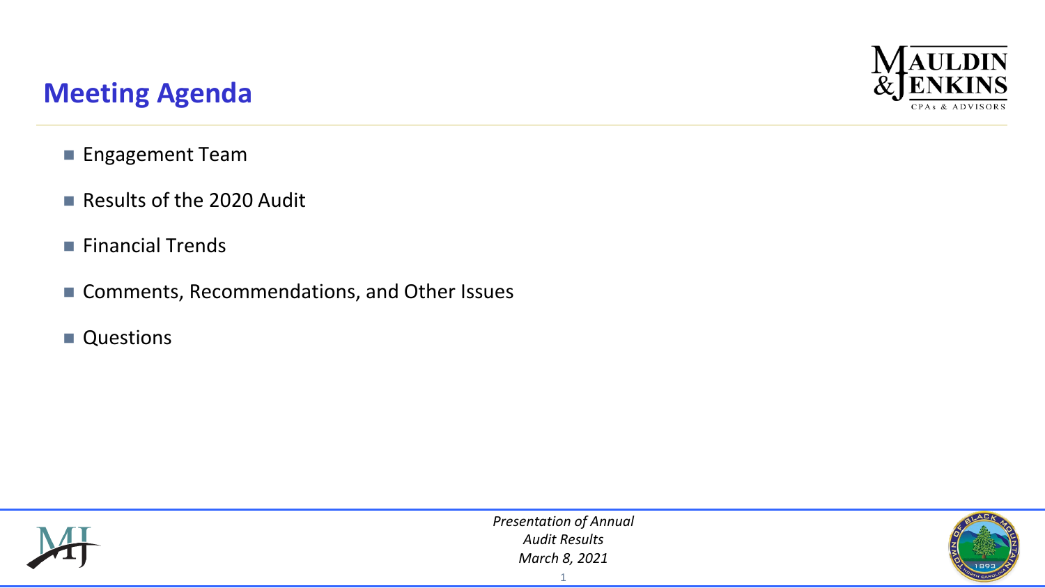# Meeting Agenda

- Engagement Team
- Results of the 2020 Audit
- Financial Trends
- Comments, Recommendations, and Other Issues
- Questions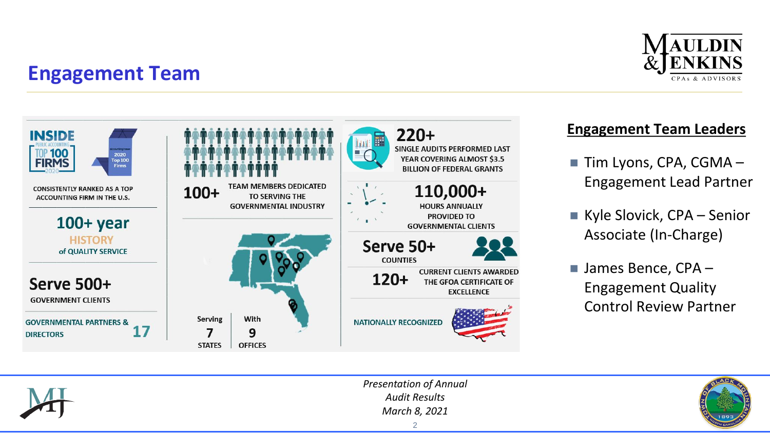# Engagement Team

INSIDE PUBLIC ACCOUNTING TOP 100 FIRMS 2020

CONSISTENTLY RANKED AS A TOP ACCOUNTING FIRM IN THE U.S.

**100+ year HISTORY of QUALITY SERVICE**

**Serve 500+** GOVERNMENT CLIENTS

GOVERNMENTAL PARTNERS & DIRECTORS **17**

**100+** TEAM MEMBERS DEDICATED TO SERVING THE GOVERNMENTAL INDUSTRY

Serving **7** STATES

With **9** OFFICES

**220+** SINGLE AUDITS PERFORMED LAST YEAR COVERING ALMOST $3.5 BILLION OF FEDERAL GRANTS

**110,000+** HOURS ANNUALLY PROVIDED TO GOVERNMENTAL CLIENTS

**Serve 50+** COUNTIES

**120+** CURRENT CLIENTS AWARDED THE GFOA CERTIFICATE OF EXCELLENCE

NATIONALLY RECOGNIZED

## Engagement Team Leaders

- Tim Lyons, CPA, CGMA – Engagement Lead Partner
- Kyle Slovick, CPA – Senior Associate (In-Charge)
- James Bence, CPA – Engagement Quality Control Review Partner

*Presentation of Annual Audit Results March 8, 2021*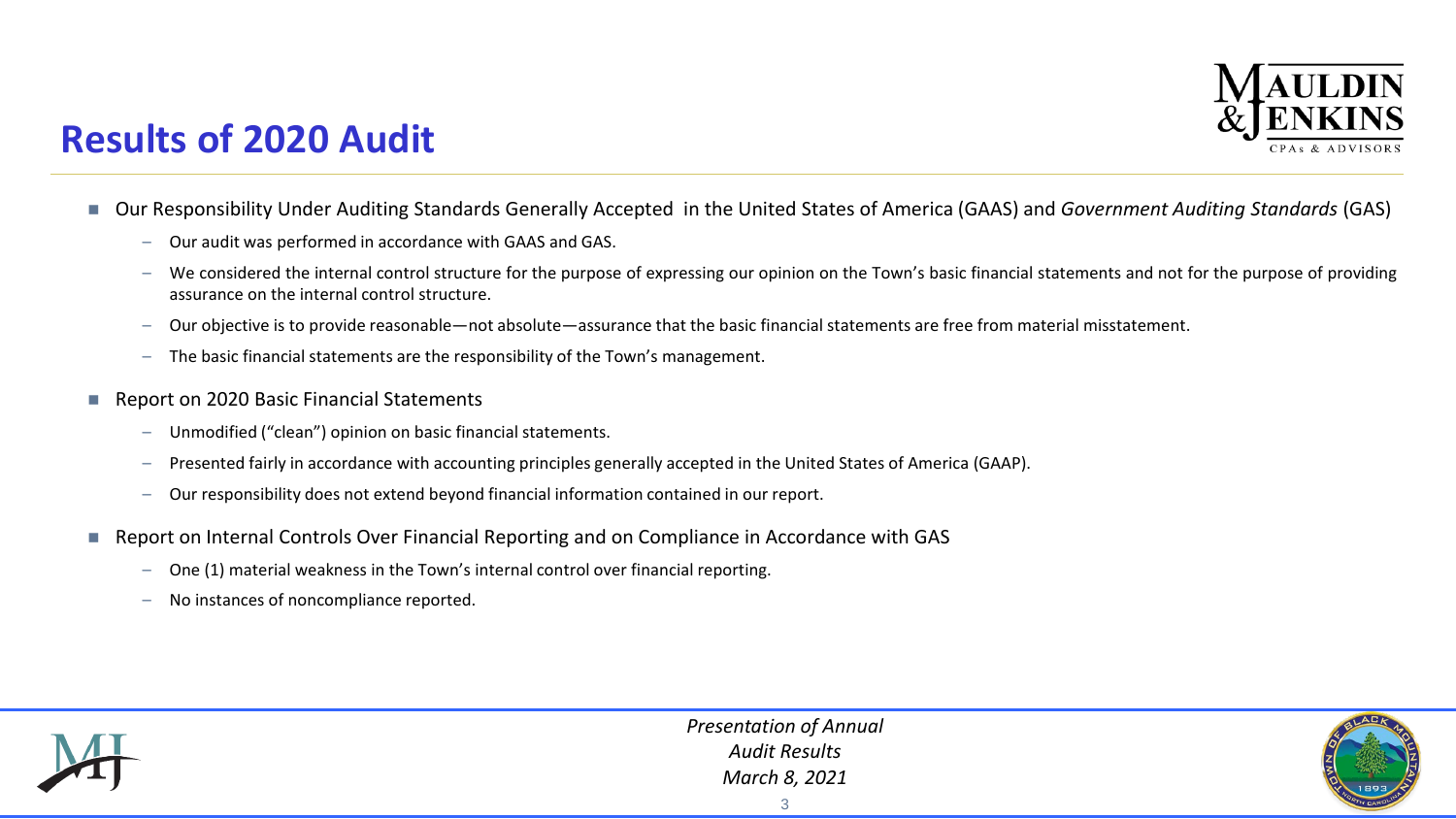# Results of 2020 Audit

- Our Responsibility Under Auditing Standards Generally Accepted in the United States of America (GAAS) and *Government Auditing Standards* (GAS)
  - Our audit was performed in accordance with GAAS and GAS.
  - We considered the internal control structure for the purpose of expressing our opinion on the Town's basic financial statements and not for the purpose of providing assurance on the internal control structure.
  - Our objective is to provide reasonable—not absolute—assurance that the basic financial statements are free from material misstatement.
  - The basic financial statements are the responsibility of the Town's management.
- Report on 2020 Basic Financial Statements
  - Unmodified ("clean") opinion on basic financial statements.
  - Presented fairly in accordance with accounting principles generally accepted in the United States of America (GAAP).
  - Our responsibility does not extend beyond financial information contained in our report.
- Report on Internal Controls Over Financial Reporting and on Compliance in Accordance with GAS
  - One (1) material weakness in the Town's internal control over financial reporting.
  - No instances of noncompliance reported.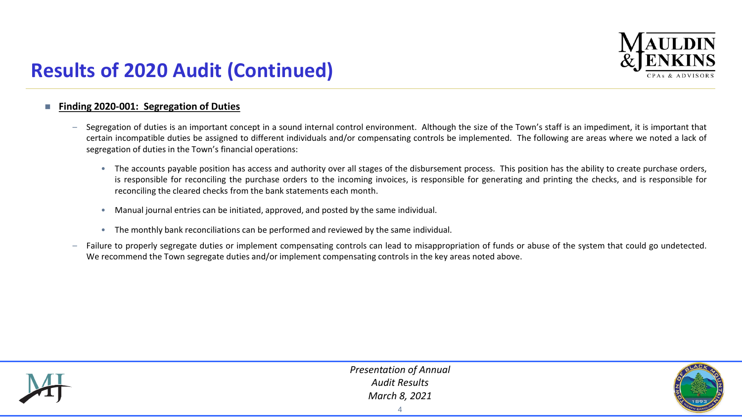# Results of 2020 Audit (Continued)

- **Finding 2020-001: Segregation of Duties**

  - Segregation of duties is an important concept in a sound internal control environment. Although the size of the Town's staff is an impediment, it is important that certain incompatible duties be assigned to different individuals and/or compensating controls be implemented. The following are areas where we noted a lack of segregation of duties in the Town's financial operations:

    - The accounts payable position has access and authority over all stages of the disbursement process. This position has the ability to create purchase orders, is responsible for reconciling the purchase orders to the incoming invoices, is responsible for generating and printing the checks, and is responsible for reconciling the cleared checks from the bank statements each month.

    - Manual journal entries can be initiated, approved, and posted by the same individual.

    - The monthly bank reconciliations can be performed and reviewed by the same individual.

  - Failure to properly segregate duties or implement compensating controls can lead to misappropriation of funds or abuse of the system that could go undetected. We recommend the Town segregate duties and/or implement compensating controls in the key areas noted above.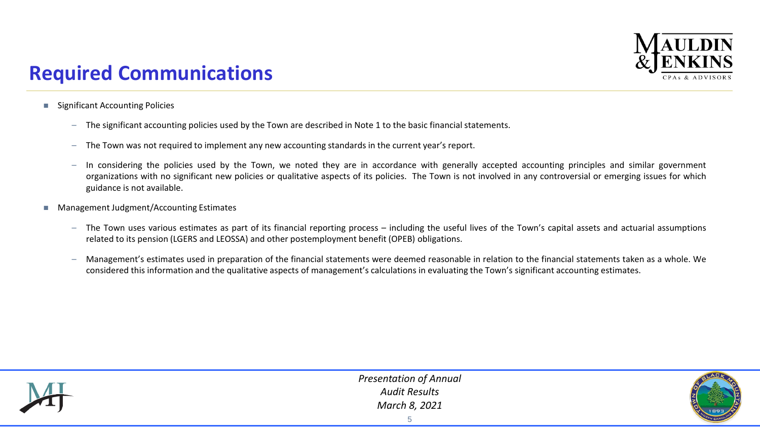# Required Communications

- Significant Accounting Policies
  - The significant accounting policies used by the Town are described in Note 1 to the basic financial statements.
  - The Town was not required to implement any new accounting standards in the current year's report.
  - In considering the policies used by the Town, we noted they are in accordance with generally accepted accounting principles and similar government organizations with no significant new policies or qualitative aspects of its policies. The Town is not involved in any controversial or emerging issues for which guidance is not available.
- Management Judgment/Accounting Estimates
  - The Town uses various estimates as part of its financial reporting process – including the useful lives of the Town's capital assets and actuarial assumptions related to its pension (LGERS and LEOSSA) and other postemployment benefit (OPEB) obligations.
  - Management's estimates used in preparation of the financial statements were deemed reasonable in relation to the financial statements taken as a whole. We considered this information and the qualitative aspects of management's calculations in evaluating the Town's significant accounting estimates.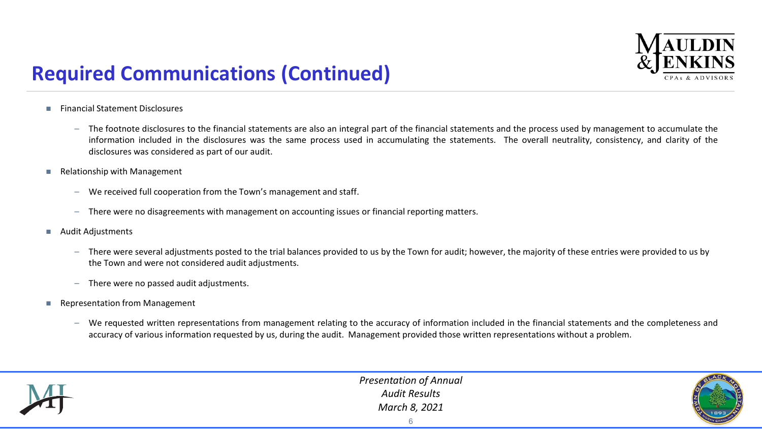## Required Communications (Continued)

- Financial Statement Disclosures
  - The footnote disclosures to the financial statements are also an integral part of the financial statements and the process used by management to accumulate the information included in the disclosures was the same process used in accumulating the statements. The overall neutrality, consistency, and clarity of the disclosures was considered as part of our audit.
- Relationship with Management
  - We received full cooperation from the Town's management and staff.
  - There were no disagreements with management on accounting issues or financial reporting matters.
- Audit Adjustments
  - There were several adjustments posted to the trial balances provided to us by the Town for audit; however, the majority of these entries were provided to us by the Town and were not considered audit adjustments.
  - There were no passed audit adjustments.
- Representation from Management
  - We requested written representations from management relating to the accuracy of information included in the financial statements and the completeness and accuracy of various information requested by us, during the audit. Management provided those written representations without a problem.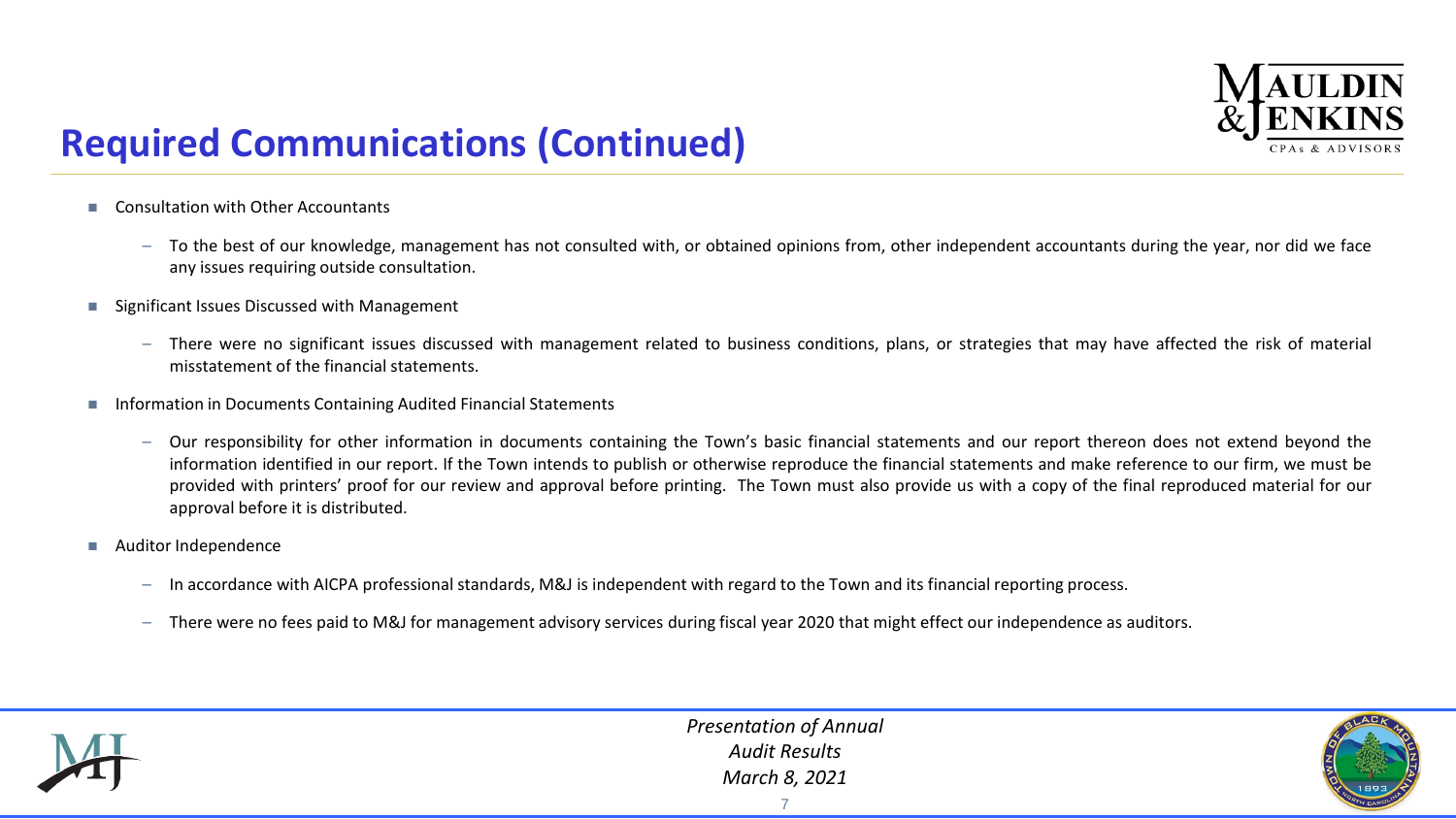## Required Communications (Continued)

- Consultation with Other Accountants
  - To the best of our knowledge, management has not consulted with, or obtained opinions from, other independent accountants during the year, nor did we face any issues requiring outside consultation.
- Significant Issues Discussed with Management
  - There were no significant issues discussed with management related to business conditions, plans, or strategies that may have affected the risk of material misstatement of the financial statements.
- Information in Documents Containing Audited Financial Statements
  - Our responsibility for other information in documents containing the Town's basic financial statements and our report thereon does not extend beyond the information identified in our report. If the Town intends to publish or otherwise reproduce the financial statements and make reference to our firm, we must be provided with printers' proof for our review and approval before printing. The Town must also provide us with a copy of the final reproduced material for our approval before it is distributed.
- Auditor Independence
  - In accordance with AICPA professional standards, M&J is independent with regard to the Town and its financial reporting process.
  - There were no fees paid to M&J for management advisory services during fiscal year 2020 that might effect our independence as auditors.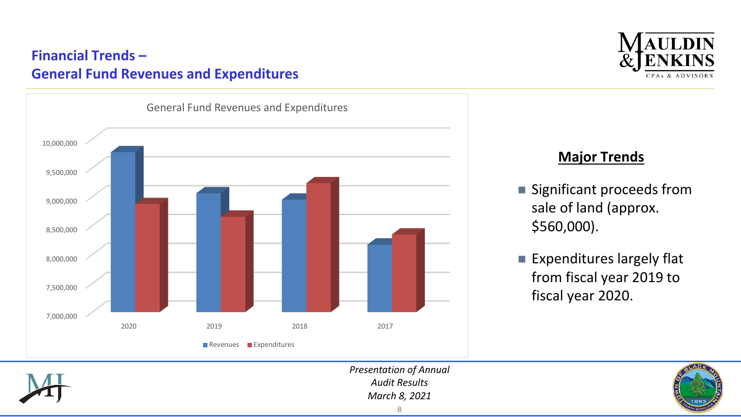## Financial Trends – General Fund Revenues and Expenditures

General Fund Revenues and Expenditures

10,000,000
9,500,000
9,000,000
8,500,000
8,000,000
7,500,000
7,000,000

2020 2019 2018 2017

Revenues Expenditures

**Major Trends**

- Significant proceeds from sale of land (approx. $560,000).
- Expenditures largely flat from fiscal year 2019 to fiscal year 2020.

*Presentation of Annual Audit Results*
*March 8, 2021*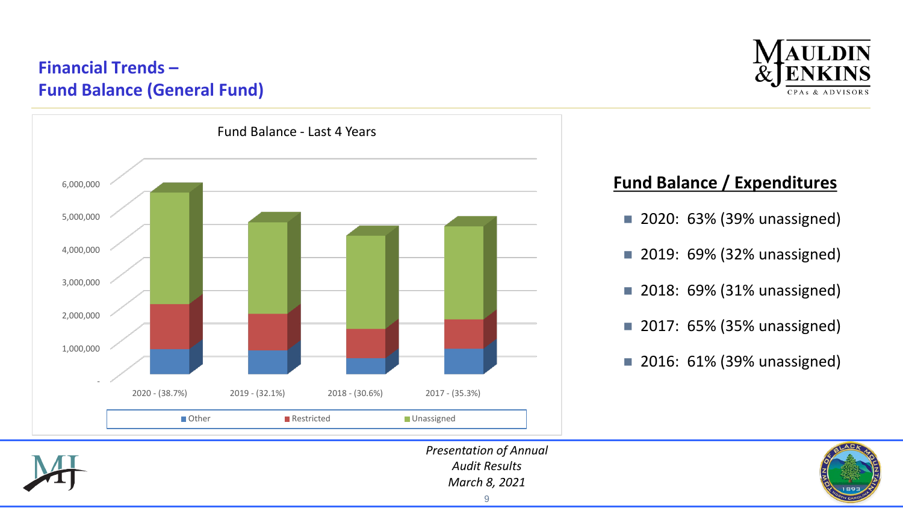## Financial Trends – Fund Balance (General Fund)

Fund Balance - Last 4 Years

6,000,000
5,000,000
4,000,000
3,000,000
2,000,000
1,000,000
-

2020 - (38.7%) 2019 - (32.1%) 2018 - (30.6%) 2017 - (35.3%)

Other Restricted Unassigned

### Fund Balance / Expenditures

- 2020: 63% (39% unassigned)
- 2019: 69% (32% unassigned)
- 2018: 69% (31% unassigned)
- 2017: 65% (35% unassigned)
- 2016: 61% (39% unassigned)

*Presentation of Annual Audit Results*
*March 8, 2021*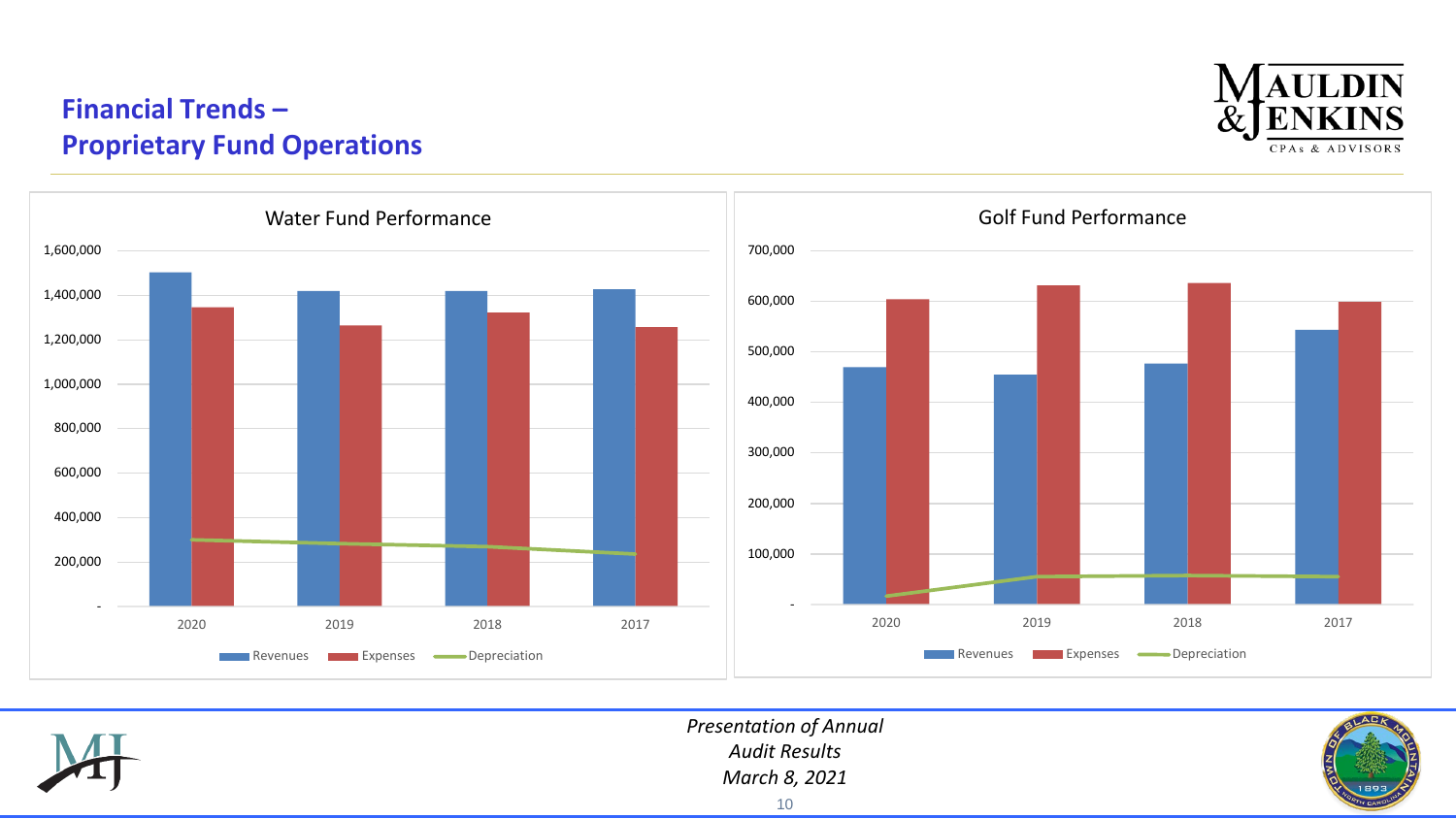## Financial Trends – Proprietary Fund Operations

**Water Fund Performance**

Legend: Revenues, Expenses, Depreciation

Y-axis: -, 200,000, 400,000, 600,000, 800,000, 1,000,000, 1,200,000, 1,400,000, 1,600,000

X-axis: 2020, 2019, 2018, 2017

**Golf Fund Performance**

Legend: Revenues, Expenses, Depreciation

Y-axis: -, 100,000, 200,000, 300,000, 400,000, 500,000, 600,000, 700,000

X-axis: 2020, 2019, 2018, 2017

*Presentation of Annual Audit Results*
*March 8, 2021*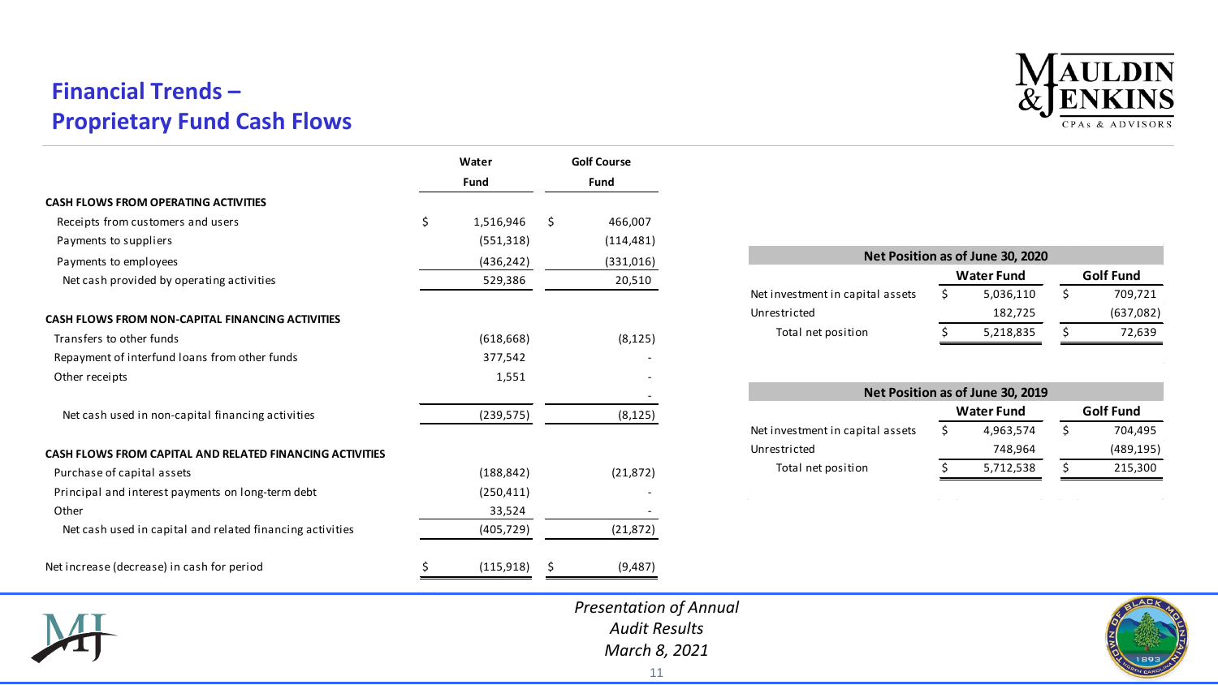# Financial Trends – Proprietary Fund Cash Flows

| | Water Fund | Golf Course Fund |
|---|---|---|
| **CASH FLOWS FROM OPERATING ACTIVITIES** | | |
| Receipts from customers and users | $ 1,516,946 | $ 466,007 |
| Payments to suppliers | (551,318) | (114,481) |
| Payments to employees | (436,242) | (331,016) |
| Net cash provided by operating activities | 529,386 | 20,510 |
| **CASH FLOWS FROM NON-CAPITAL FINANCING ACTIVITIES** | | |
| Transfers to other funds | (618,668) | (8,125) |
| Repayment of interfund loans from other funds | 377,542 | - |
| Other receipts | 1,551 | - |
| | | - |
| Net cash used in non-capital financing activities | (239,575) | (8,125) |
| **CASH FLOWS FROM CAPITAL AND RELATED FINANCING ACTIVITIES** | | |
| Purchase of capital assets | (188,842) | (21,872) |
| Principal and interest payments on long-term debt | (250,411) | - |
| Other | 33,524 | - |
| Net cash used in capital and related financing activities | (405,729) | (21,872) |
| Net increase (decrease) in cash for period | $ (115,918) | $ (9,487) |

| Net Position as of June 30, 2020 | Water Fund | Golf Fund |
|---|---|---|
| Net investment in capital assets | $ 5,036,110 | $ 709,721 |
| Unrestricted | 182,725 | (637,082) |
| Total net position | $ 5,218,835 | $ 72,639 |

| Net Position as of June 30, 2019 | Water Fund | Golf Fund |
|---|---|---|
| Net investment in capital assets | $ 4,963,574 | $ 704,495 |
| Unrestricted | 748,964 | (489,195) |
| Total net position | $ 5,712,538 | $ 215,300 |

*Presentation of Annual Audit Results*
*March 8, 2021*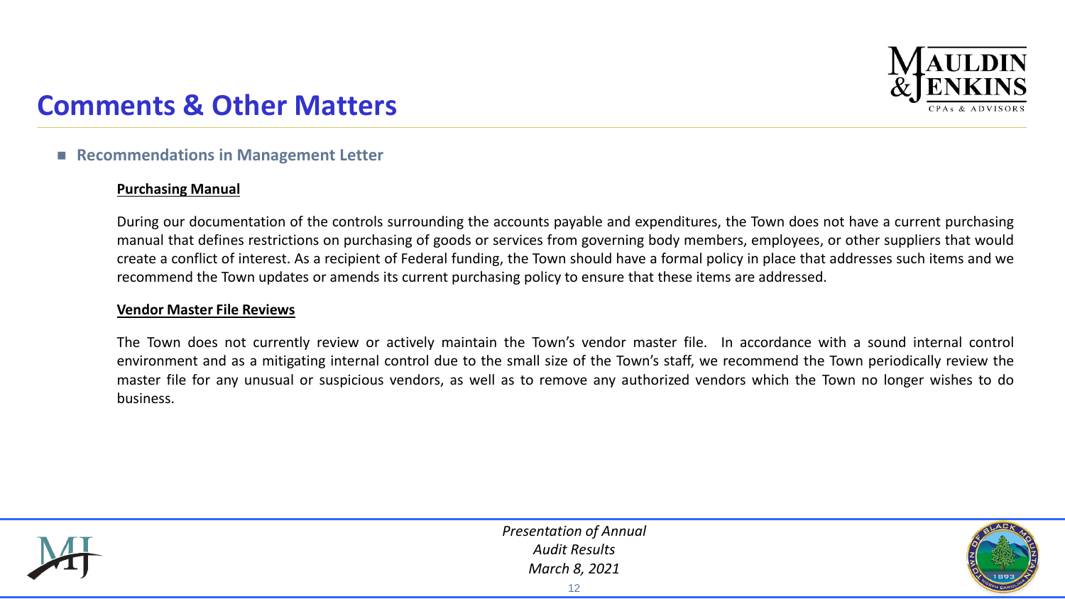# Comments & Other Matters

- **Recommendations in Management Letter**

**Purchasing Manual**

During our documentation of the controls surrounding the accounts payable and expenditures, the Town does not have a current purchasing manual that defines restrictions on purchasing of goods or services from governing body members, employees, or other suppliers that would create a conflict of interest. As a recipient of Federal funding, the Town should have a formal policy in place that addresses such items and we recommend the Town updates or amends its current purchasing policy to ensure that these items are addressed.

**Vendor Master File Reviews**

The Town does not currently review or actively maintain the Town's vendor master file. In accordance with a sound internal control environment and as a mitigating internal control due to the small size of the Town's staff, we recommend the Town periodically review the master file for any unusual or suspicious vendors, as well as to remove any authorized vendors which the Town no longer wishes to do business.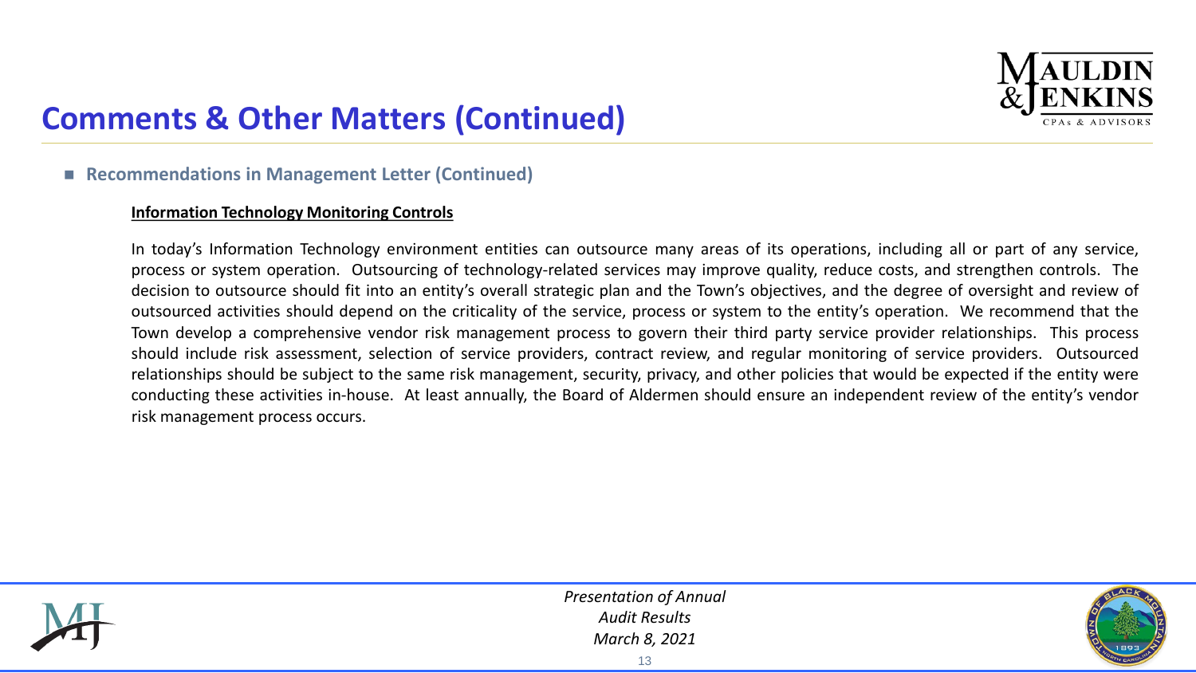# Comments & Other Matters (Continued)

- **Recommendations in Management Letter (Continued)**

**Information Technology Monitoring Controls**

In today's Information Technology environment entities can outsource many areas of its operations, including all or part of any service, process or system operation. Outsourcing of technology-related services may improve quality, reduce costs, and strengthen controls. The decision to outsource should fit into an entity's overall strategic plan and the Town's objectives, and the degree of oversight and review of outsourced activities should depend on the criticality of the service, process or system to the entity's operation. We recommend that the Town develop a comprehensive vendor risk management process to govern their third party service provider relationships. This process should include risk assessment, selection of service providers, contract review, and regular monitoring of service providers. Outsourced relationships should be subject to the same risk management, security, privacy, and other policies that would be expected if the entity were conducting these activities in-house. At least annually, the Board of Aldermen should ensure an independent review of the entity's vendor risk management process occurs.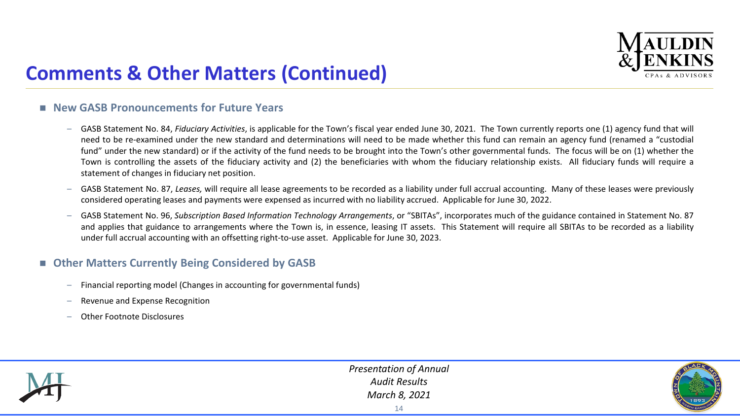# Comments & Other Matters (Continued)

## New GASB Pronouncements for Future Years

- GASB Statement No. 84, *Fiduciary Activities*, is applicable for the Town's fiscal year ended June 30, 2021. The Town currently reports one (1) agency fund that will need to be re-examined under the new standard and determinations will need to be made whether this fund can remain an agency fund (renamed a "custodial fund" under the new standard) or if the activity of the fund needs to be brought into the Town's other governmental funds. The focus will be on (1) whether the Town is controlling the assets of the fiduciary activity and (2) the beneficiaries with whom the fiduciary relationship exists. All fiduciary funds will require a statement of changes in fiduciary net position.
- GASB Statement No. 87, *Leases,* will require all lease agreements to be recorded as a liability under full accrual accounting. Many of these leases were previously considered operating leases and payments were expensed as incurred with no liability accrued. Applicable for June 30, 2022.
- GASB Statement No. 96, *Subscription Based Information Technology Arrangements*, or "SBITAs", incorporates much of the guidance contained in Statement No. 87 and applies that guidance to arrangements where the Town is, in essence, leasing IT assets. This Statement will require all SBITAs to be recorded as a liability under full accrual accounting with an offsetting right-to-use asset. Applicable for June 30, 2023.

## Other Matters Currently Being Considered by GASB

- Financial reporting model (Changes in accounting for governmental funds)
- Revenue and Expense Recognition
- Other Footnote Disclosures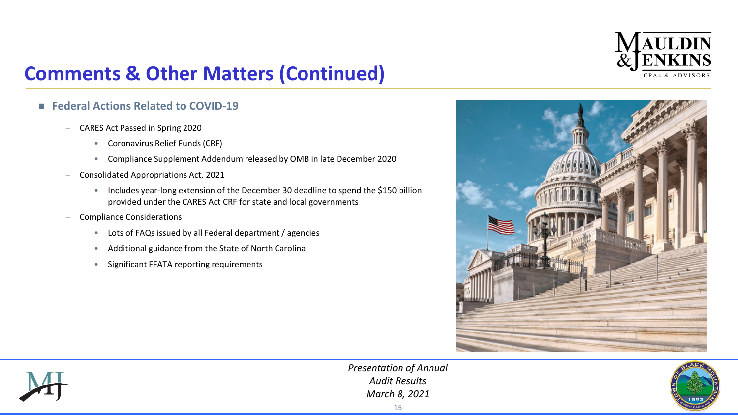# Comments & Other Matters (Continued)

- **Federal Actions Related to COVID-19**
  - CARES Act Passed in Spring 2020
    - Coronavirus Relief Funds (CRF)
    - Compliance Supplement Addendum released by OMB in late December 2020
  - Consolidated Appropriations Act, 2021
    - Includes year-long extension of the December 30 deadline to spend the $150 billion provided under the CARES Act CRF for state and local governments
  - Compliance Considerations
    - Lots of FAQs issued by all Federal department / agencies
    - Additional guidance from the State of North Carolina
    - Significant FFATA reporting requirements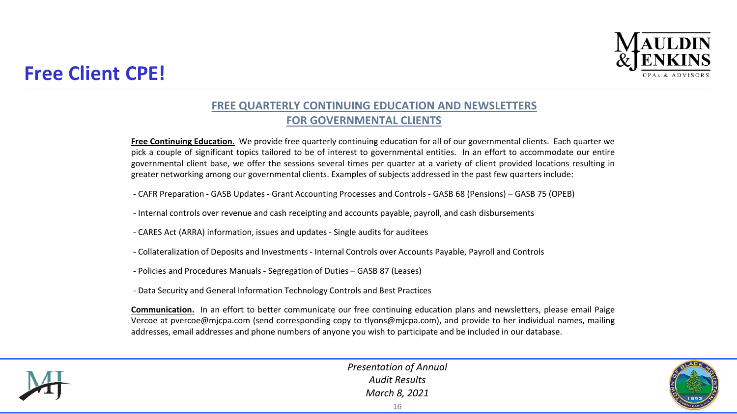# Free Client CPE!

## FREE QUARTERLY CONTINUING EDUCATION AND NEWSLETTERS FOR GOVERNMENTAL CLIENTS

**Free Continuing Education.** We provide free quarterly continuing education for all of our governmental clients. Each quarter we pick a couple of significant topics tailored to be of interest to governmental entities. In an effort to accommodate our entire governmental client base, we offer the sessions several times per quarter at a variety of client provided locations resulting in greater networking among our governmental clients. Examples of subjects addressed in the past few quarters include:

- CAFR Preparation - GASB Updates - Grant Accounting Processes and Controls - GASB 68 (Pensions) – GASB 75 (OPEB)
- Internal controls over revenue and cash receipting and accounts payable, payroll, and cash disbursements
- CARES Act (ARRA) information, issues and updates - Single audits for auditees
- Collateralization of Deposits and Investments - Internal Controls over Accounts Payable, Payroll and Controls
- Policies and Procedures Manuals - Segregation of Duties – GASB 87 (Leases)
- Data Security and General Information Technology Controls and Best Practices

**Communication.** In an effort to better communicate our free continuing education plans and newsletters, please email Paige Vercoe at pvercoe@mjcpa.com (send corresponding copy to tlyons@mjcpa.com), and provide to her individual names, mailing addresses, email addresses and phone numbers of anyone you wish to participate and be included in our database.

*Presentation of Annual Audit Results March 8, 2021*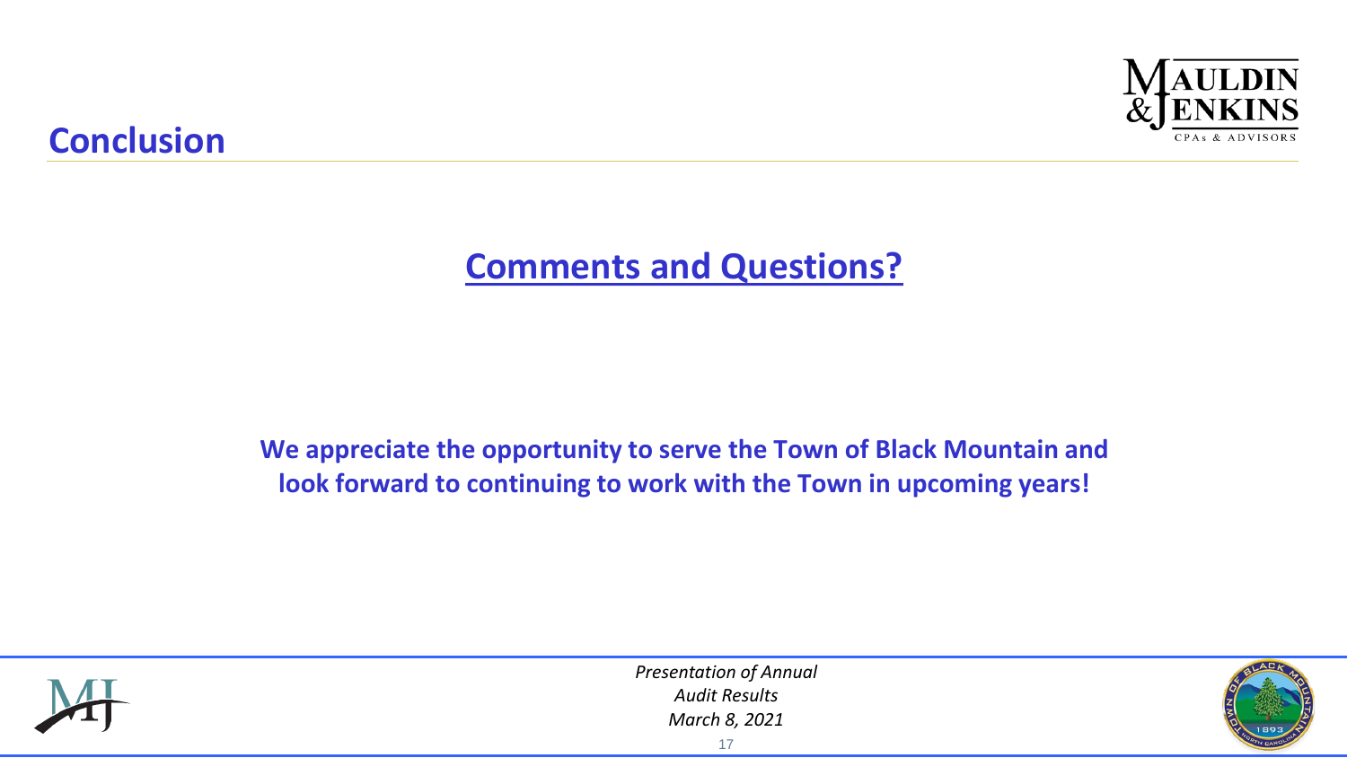## Conclusion

# Comments and Questions?

**We appreciate the opportunity to serve the Town of Black Mountain and look forward to continuing to work with the Town in upcoming years!**